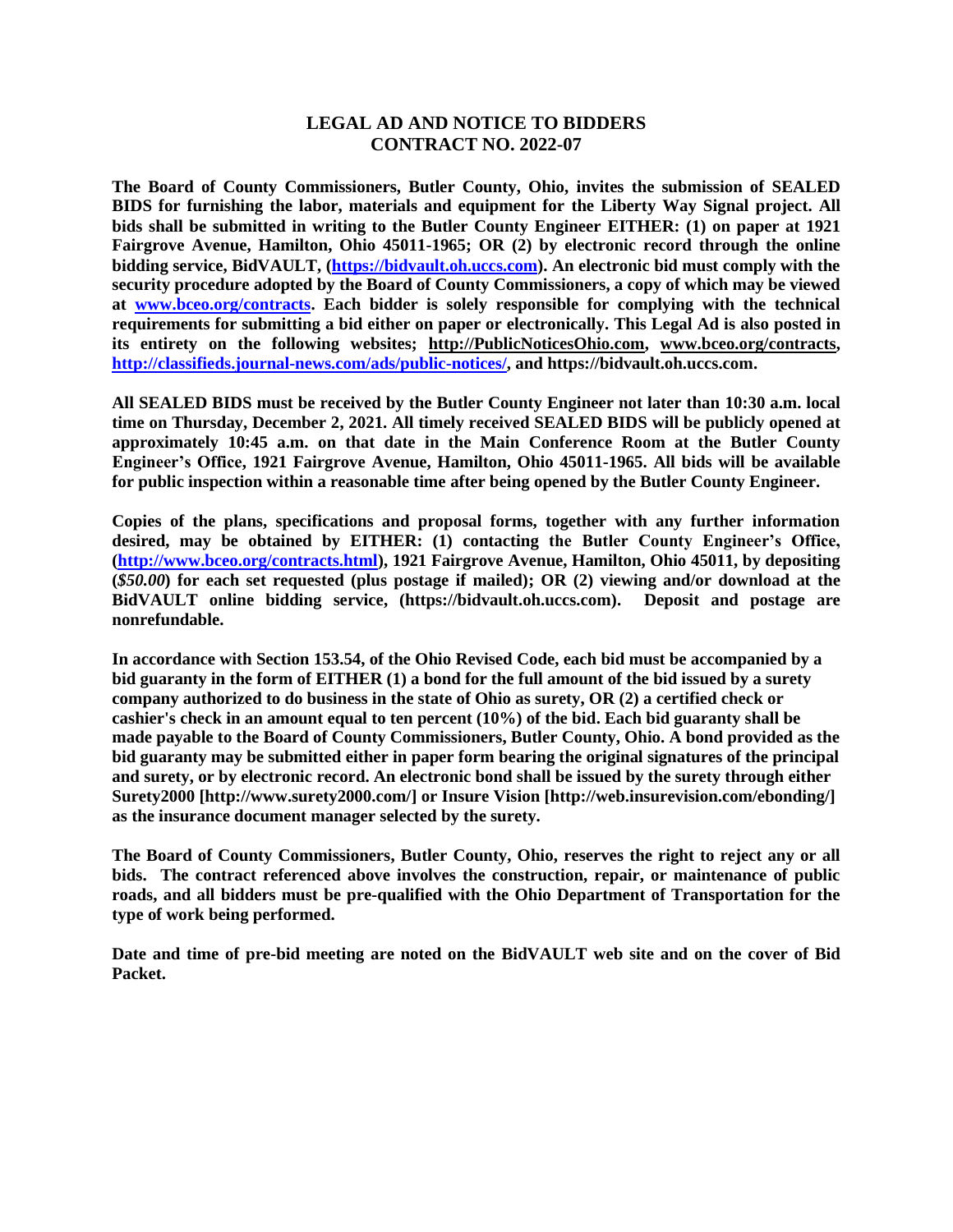# LEGAL AD AND NOTICE TO BIDDERS
# CONTRACT NO. 2022-07

**The Board of County Commissioners, Butler County, Ohio, invites the submission of SEALED BIDS for furnishing the labor, materials and equipment for the Liberty Way Signal project. All bids shall be submitted in writing to the Butler County Engineer EITHER: (1) on paper at 1921 Fairgrove Avenue, Hamilton, Ohio 45011-1965; OR (2) by electronic record through the online bidding service, BidVAULT, (https://bidvault.oh.uccs.com). An electronic bid must comply with the security procedure adopted by the Board of County Commissioners, a copy of which may be viewed at www.bceo.org/contracts. Each bidder is solely responsible for complying with the technical requirements for submitting a bid either on paper or electronically. This Legal Ad is also posted in its entirety on the following websites; http://PublicNoticesOhio.com, www.bceo.org/contracts, http://classifieds.journal-news.com/ads/public-notices/, and https://bidvault.oh.uccs.com.**

**All SEALED BIDS must be received by the Butler County Engineer not later than 10:30 a.m. local time on Thursday, December 2, 2021. All timely received SEALED BIDS will be publicly opened at approximately 10:45 a.m. on that date in the Main Conference Room at the Butler County Engineer's Office, 1921 Fairgrove Avenue, Hamilton, Ohio 45011-1965. All bids will be available for public inspection within a reasonable time after being opened by the Butler County Engineer.**

**Copies of the plans, specifications and proposal forms, together with any further information desired, may be obtained by EITHER: (1) contacting the Butler County Engineer's Office, (http://www.bceo.org/contracts.html), 1921 Fairgrove Avenue, Hamilton, Ohio 45011, by depositing (*$50.00*) for each set requested (plus postage if mailed); OR (2) viewing and/or download at the BidVAULT online bidding service, (https://bidvault.oh.uccs.com). Deposit and postage are nonrefundable.**

**In accordance with Section 153.54, of the Ohio Revised Code, each bid must be accompanied by a bid guaranty in the form of EITHER (1) a bond for the full amount of the bid issued by a surety company authorized to do business in the state of Ohio as surety, OR (2) a certified check or cashier's check in an amount equal to ten percent (10%) of the bid. Each bid guaranty shall be made payable to the Board of County Commissioners, Butler County, Ohio. A bond provided as the bid guaranty may be submitted either in paper form bearing the original signatures of the principal and surety, or by electronic record. An electronic bond shall be issued by the surety through either Surety2000 [http://www.surety2000.com/] or Insure Vision [http://web.insurevision.com/ebonding/] as the insurance document manager selected by the surety.**

**The Board of County Commissioners, Butler County, Ohio, reserves the right to reject any or all bids. The contract referenced above involves the construction, repair, or maintenance of public roads, and all bidders must be pre-qualified with the Ohio Department of Transportation for the type of work being performed.**

**Date and time of pre-bid meeting are noted on the BidVAULT web site and on the cover of Bid Packet.**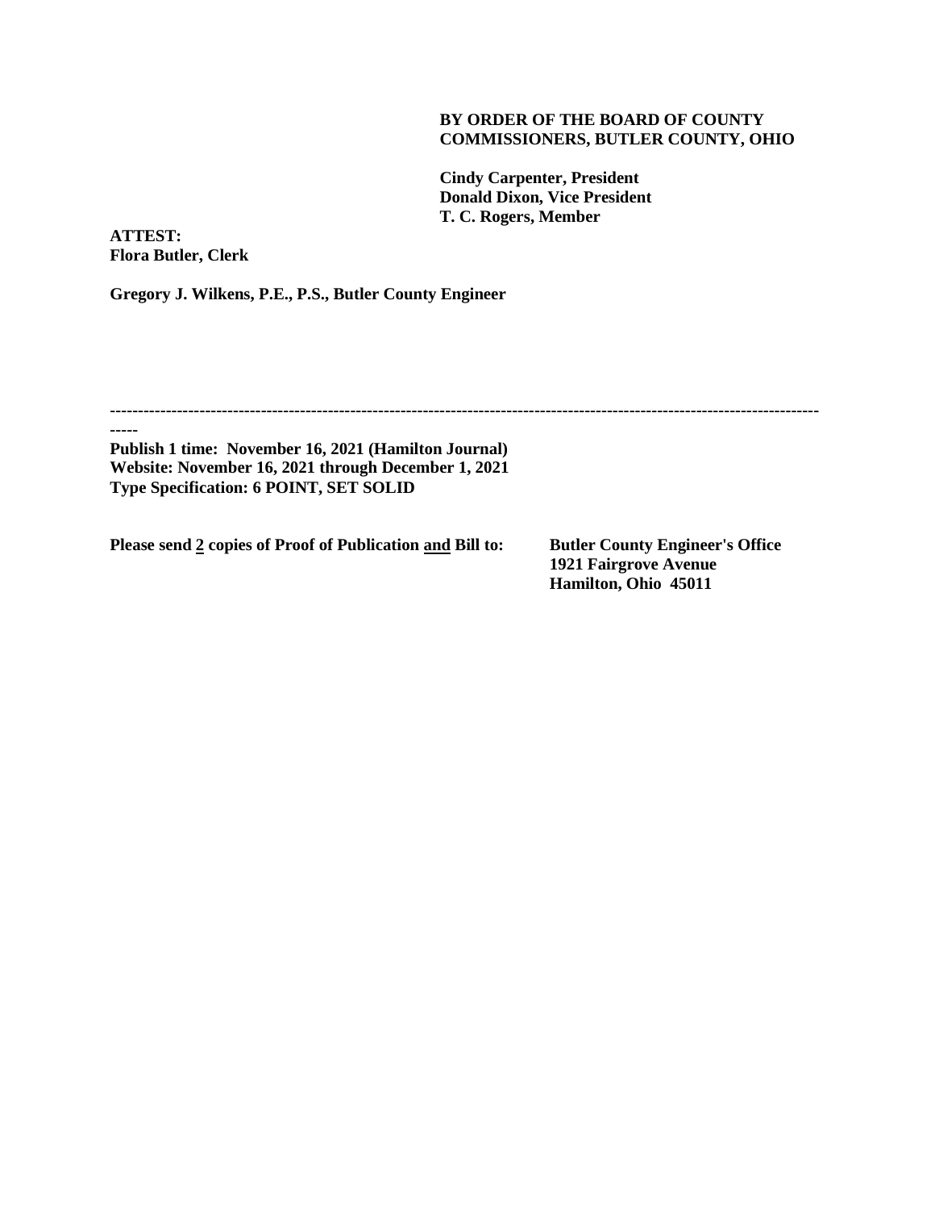**BY ORDER OF THE BOARD OF COUNTY COMMISSIONERS, BUTLER COUNTY, OHIO**

**Cindy Carpenter, President**
**Donald Dixon, Vice President**
**T. C. Rogers, Member**

**ATTEST:**
**Flora Butler, Clerk**

**Gregory J. Wilkens, P.E., P.S., Butler County Engineer**

---

**Publish 1 time: November 16, 2021 (Hamilton Journal)**
**Website: November 16, 2021 through December 1, 2021**
**Type Specification: 6 POINT, SET SOLID**

**Please send 2 copies of Proof of Publication and Bill to:**

**Butler County Engineer's Office**
**1921 Fairgrove Avenue**
**Hamilton, Ohio 45011**